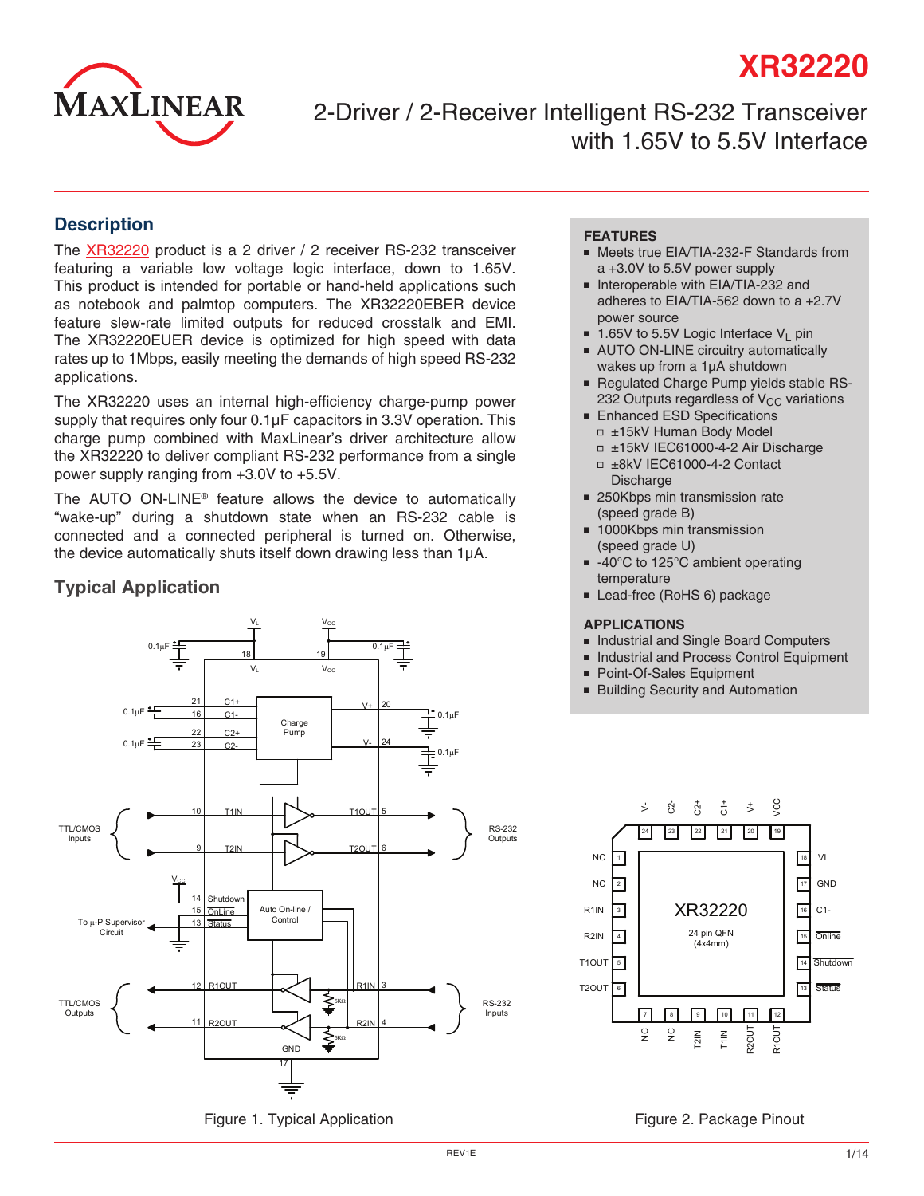# XR32220

## 2-Driver / 2-Receiver Intelligent RS-232 Transceiver with 1.65V to 5.5V Interface

## Description

The XR32220 product is a 2 driver / 2 receiver RS-232 transceiver featuring a variable low voltage logic interface, down to 1.65V. This product is intended for portable or hand-held applications such as notebook and palmtop computers. The XR32220EBER device feature slew-rate limited outputs for reduced crosstalk and EMI. The XR32220EUER device is optimized for high speed with data rates up to 1Mbps, easily meeting the demands of high speed RS-232 applications.

The XR32220 uses an internal high-efficiency charge-pump power supply that requires only four 0.1µF capacitors in 3.3V operation. This charge pump combined with MaxLinear's driver architecture allow the XR32220 to deliver compliant RS-232 performance from a single power supply ranging from +3.0V to +5.5V.

The AUTO ON-LINE® feature allows the device to automatically "wake-up" during a shutdown state when an RS-232 cable is connected and a connected peripheral is turned on. Otherwise, the device automatically shuts itself down drawing less than 1µA.

## Typical Application

Figure 1. Typical Application

### FEATURES

- Meets true EIA/TIA-232-F Standards from a +3.0V to 5.5V power supply
- Interoperable with EIA/TIA-232 and adheres to EIA/TIA-562 down to a +2.7V power source
- 1.65V to 5.5V Logic Interface $V_L$ pin
- AUTO ON-LINE circuitry automatically wakes up from a 1µA shutdown
- Regulated Charge Pump yields stable RS-232 Outputs regardless of $V_{CC}$ variations
- Enhanced ESD Specifications
  - ±15kV Human Body Model
  - ±15kV IEC61000-4-2 Air Discharge
  - ±8kV IEC61000-4-2 Contact Discharge
- 250Kbps min transmission rate (speed grade B)
- 1000Kbps min transmission (speed grade U)
- -40°C to 125°C ambient operating temperature
- Lead-free (RoHS 6) package

### APPLICATIONS

- Industrial and Single Board Computers
- Industrial and Process Control Equipment
- Point-Of-Sales Equipment
- Building Security and Automation

Figure 2. Package Pinout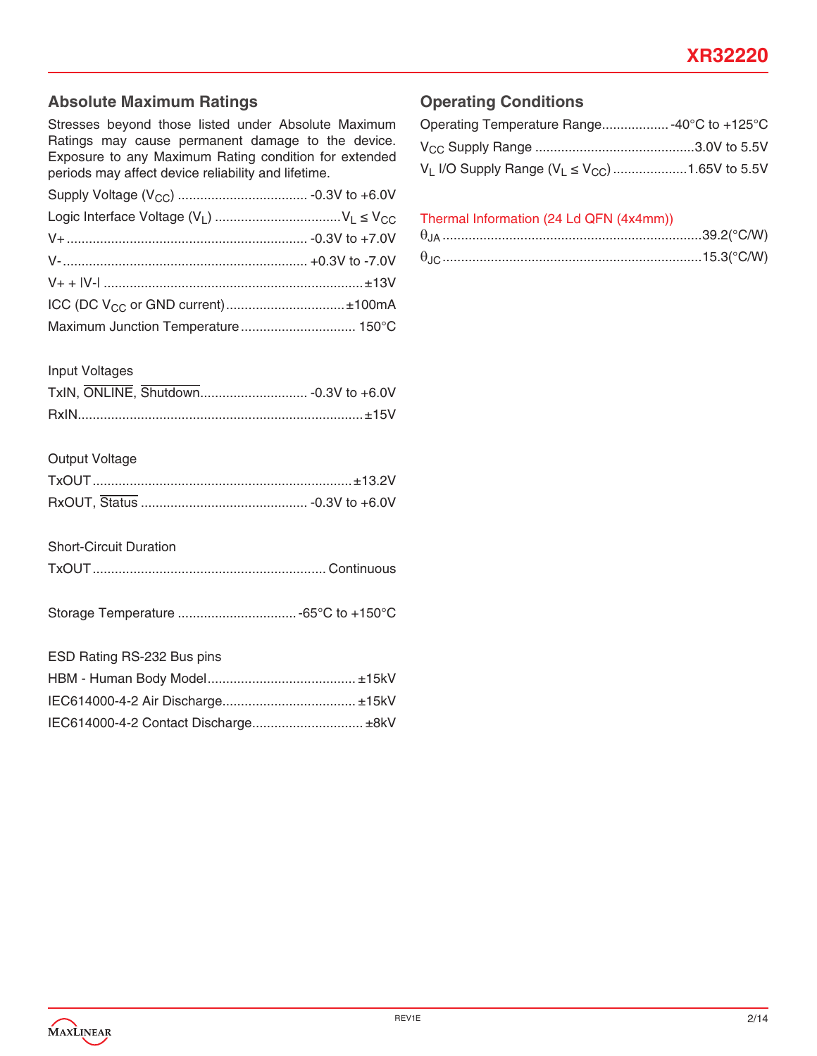## Absolute Maximum Ratings

Stresses beyond those listed under Absolute Maximum Ratings may cause permanent damage to the device. Exposure to any Maximum Rating condition for extended periods may affect device reliability and lifetime.

| Parameter | Rating |
|---|---|
| Supply Voltage ($V_{CC}$) | -0.3V to +6.0V |
| Logic Interface Voltage ($V_L$) | $V_L \leq V_{CC}$ |
| V+ | -0.3V to +7.0V |
| V- | +0.3V to -7.0V |
| V+ + \|V-\| | ±13V |
| ICC (DC $V_{CC}$ or GND current) | ±100mA |
| Maximum Junction Temperature | 150°C |

Input Voltages

| Parameter | Rating |
|---|---|
| TxIN, $\overline{\text{ONLINE}}$, $\overline{\text{Shutdown}}$ | -0.3V to +6.0V |
| RxIN | ±15V |

Output Voltage

| Parameter | Rating |
|---|---|
| TxOUT | ±13.2V |
| RxOUT, $\overline{\text{Status}}$ | -0.3V to +6.0V |

Short-Circuit Duration

| Parameter | Rating |
|---|---|
| TxOUT | Continuous |

| Parameter | Rating |
|---|---|
| Storage Temperature | -65°C to +150°C |

ESD Rating RS-232 Bus pins

| Parameter | Rating |
|---|---|
| HBM - Human Body Model | ±15kV |
| IEC614000-4-2 Air Discharge | ±15kV |
| IEC614000-4-2 Contact Discharge | ±8kV |

## Operating Conditions

| Parameter | Range |
|---|---|
| Operating Temperature Range | -40°C to +125°C |
| $V_{CC}$ Supply Range | 3.0V to 5.5V |
| $V_L$ I/O Supply Range ($V_L \leq V_{CC}$) | 1.65V to 5.5V |

Thermal Information (24 Ld QFN (4x4mm))

| Parameter | Value |
|---|---|
| $\theta_{JA}$ | 39.2(°C/W) |
| $\theta_{JC}$ | 15.3(°C/W) |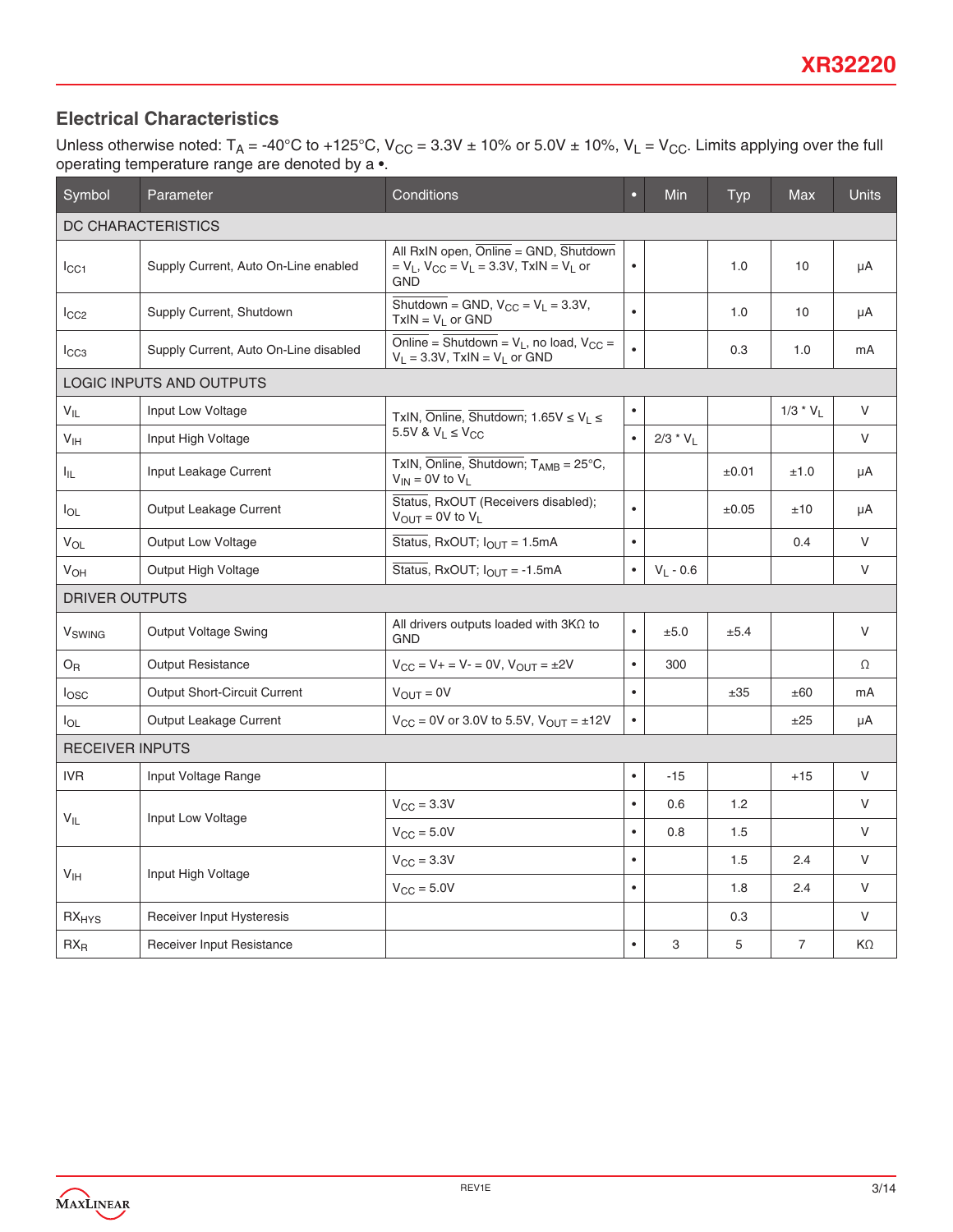## Electrical Characteristics

Unless otherwise noted: $T_A$ = -40°C to +125°C, $V_{CC}$ = 3.3V ± 10% or 5.0V ± 10%, $V_L$ = $V_{CC}$. Limits applying over the full operating temperature range are denoted by a •.

| Symbol | Parameter | Conditions | • | Min | Typ | Max | Units |
|---|---|---|---|---|---|---|---|
| DC CHARACTERISTICS | | | | | | | |
| $I_{CC1}$ | Supply Current, Auto On-Line enabled | All RxIN open, $\overline{Online}$ = GND, $\overline{Shutdown}$ = $V_L$, $V_{CC}$ = $V_L$ = 3.3V, TxIN = $V_L$ or GND | • | | 1.0 | 10 | µA |
| $I_{CC2}$ | Supply Current, Shutdown | $\overline{Shutdown}$ = GND, $V_{CC}$ = $V_L$ = 3.3V, TxIN = $V_L$ or GND | • | | 1.0 | 10 | µA |
| $I_{CC3}$ | Supply Current, Auto On-Line disabled | $\overline{Online}$ = $\overline{Shutdown}$ = $V_L$, no load, $V_{CC}$ = $V_L$ = 3.3V, TxIN = $V_L$ or GND | • | | 0.3 | 1.0 | mA |
| LOGIC INPUTS AND OUTPUTS | | | | | | | |
| $V_{IL}$ | Input Low Voltage | TxIN, $\overline{Online}$, $\overline{Shutdown}$; 1.65V ≤ $V_L$ ≤ 5.5V & $V_L$ ≤ $V_{CC}$ | • | | | 1/3 * $V_L$ | V |
| $V_{IH}$ | Input High Voltage | | • | 2/3 * $V_L$ | | | V |
| $I_{IL}$ | Input Leakage Current | TxIN, $\overline{Online}$, $\overline{Shutdown}$; $T_{AMB}$ = 25°C, $V_{IN}$ = 0V to $V_L$ | | | ±0.01 | ±1.0 | µA |
| $I_{OL}$ | Output Leakage Current | Status, RxOUT (Receivers disabled); $V_{OUT}$ = 0V to $V_L$ | • | | ±0.05 | ±10 | µA |
| $V_{OL}$ | Output Low Voltage | $\overline{Status}$, RxOUT; $I_{OUT}$ = 1.5mA | • | | | 0.4 | V |
| $V_{OH}$ | Output High Voltage | $\overline{Status}$, RxOUT; $I_{OUT}$ = -1.5mA | • | $V_L$ - 0.6 | | | V |
| DRIVER OUTPUTS | | | | | | | |
| $V_{SWING}$ | Output Voltage Swing | All drivers outputs loaded with 3KΩ to GND | • | ±5.0 | ±5.4 | | V |
| $O_R$ | Output Resistance | $V_{CC}$ = V+ = V- = 0V, $V_{OUT}$ = ±2V | • | 300 | | | Ω |
| $I_{OSC}$ | Output Short-Circuit Current | $V_{OUT}$ = 0V | • | | ±35 | ±60 | mA |
| $I_{OL}$ | Output Leakage Current | $V_{CC}$ = 0V or 3.0V to 5.5V, $V_{OUT}$ = ±12V | • | | | ±25 | µA |
| RECEIVER INPUTS | | | | | | | |
| IVR | Input Voltage Range | | • | -15 | | +15 | V |
| $V_{IL}$ | Input Low Voltage | $V_{CC}$ = 3.3V | • | 0.6 | 1.2 | | V |
| | | $V_{CC}$ = 5.0V | • | 0.8 | 1.5 | | V |
| $V_{IH}$ | Input High Voltage | $V_{CC}$ = 3.3V | • | | 1.5 | 2.4 | V |
| | | $V_{CC}$ = 5.0V | • | | 1.8 | 2.4 | V |
| $RX_{HYS}$ | Receiver Input Hysteresis | | | | 0.3 | | V |
| $RX_R$ | Receiver Input Resistance | | • | 3 | 5 | 7 | KΩ |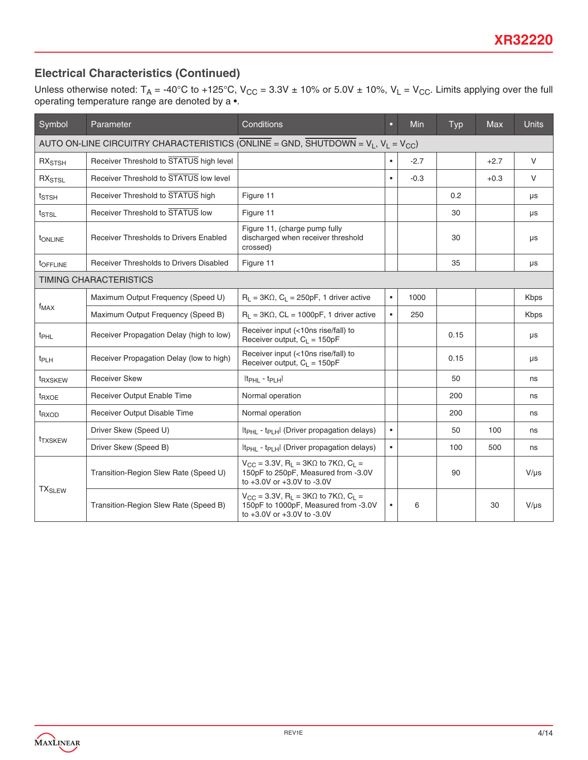## Electrical Characteristics (Continued)

Unless otherwise noted: $T_A$ = -40°C to +125°C, $V_{CC}$ = 3.3V ± 10% or 5.0V ± 10%, $V_L = V_{CC}$. Limits applying over the full operating temperature range are denoted by a •.

| Symbol | Parameter | Conditions | • | Min | Typ | Max | Units |
|---|---|---|---|---|---|---|---|
| AUTO ON-LINE CIRCUITRY CHARACTERISTICS ($\overline{\text{ONLINE}}$ = GND, $\overline{\text{SHUTDOWN}}$ = $V_L$, $V_L = V_{CC}$) | | | | | | | |
| $RX_{STSH}$ | Receiver Threshold to $\overline{\text{STATUS}}$ high level | | • | -2.7 | | +2.7 | V |
| $RX_{STSL}$ | Receiver Threshold to $\overline{\text{STATUS}}$ low level | | • | -0.3 | | +0.3 | V |
| $t_{STSH}$ | Receiver Threshold to $\overline{\text{STATUS}}$ high | Figure 11 | | | 0.2 | | µs |
| $t_{STSL}$ | Receiver Threshold to $\overline{\text{STATUS}}$ low | Figure 11 | | | 30 | | µs |
| $t_{ONLINE}$ | Receiver Thresholds to Drivers Enabled | Figure 11, (charge pump fully discharged when receiver threshold crossed) | | | 30 | | µs |
| $t_{OFFLINE}$ | Receiver Thresholds to Drivers Disabled | Figure 11 | | | 35 | | µs |
| TIMING CHARACTERISTICS | | | | | | | |
| $f_{MAX}$ | Maximum Output Frequency (Speed U) | $R_L$ = 3KΩ, $C_L$ = 250pF, 1 driver active | • | 1000 | | | Kbps |
| | Maximum Output Frequency (Speed B) | $R_L$ = 3KΩ, CL = 1000pF, 1 driver active | • | 250 | | | Kbps |
| $t_{PHL}$ | Receiver Propagation Delay (high to low) | Receiver input (<10ns rise/fall) to Receiver output, $C_L$ = 150pF | | | 0.15 | | µs |
| $t_{PLH}$ | Receiver Propagation Delay (low to high) | Receiver input (<10ns rise/fall) to Receiver output, $C_L$ = 150pF | | | 0.15 | | µs |
| $t_{RXSKEW}$ | Receiver Skew | $\lvert t_{PHL} - t_{PLH} \rvert$ | | | 50 | | ns |
| $t_{RXOE}$ | Receiver Output Enable Time | Normal operation | | | 200 | | ns |
| $t_{RXOD}$ | Receiver Output Disable Time | Normal operation | | | 200 | | ns |
| $t_{TXSKEW}$ | Driver Skew (Speed U) | $\lvert t_{PHL} - t_{PLH} \rvert$ (Driver propagation delays) | • | | 50 | 100 | ns |
| | Driver Skew (Speed B) | $\lvert t_{PHL} - t_{PLH} \rvert$ (Driver propagation delays) | • | | 100 | 500 | ns |
| $TX_{SLEW}$ | Transition-Region Slew Rate (Speed U) | $V_{CC}$ = 3.3V, $R_L$ = 3KΩ to 7KΩ, $C_L$ = 150pF to 250pF, Measured from -3.0V to +3.0V or +3.0V to -3.0V | | | 90 | | V/µs |
| | Transition-Region Slew Rate (Speed B) | $V_{CC}$ = 3.3V, $R_L$ = 3KΩ to 7KΩ, $C_L$ = 150pF to 1000pF, Measured from -3.0V to +3.0V or +3.0V to -3.0V | • | 6 | | 30 | V/µs |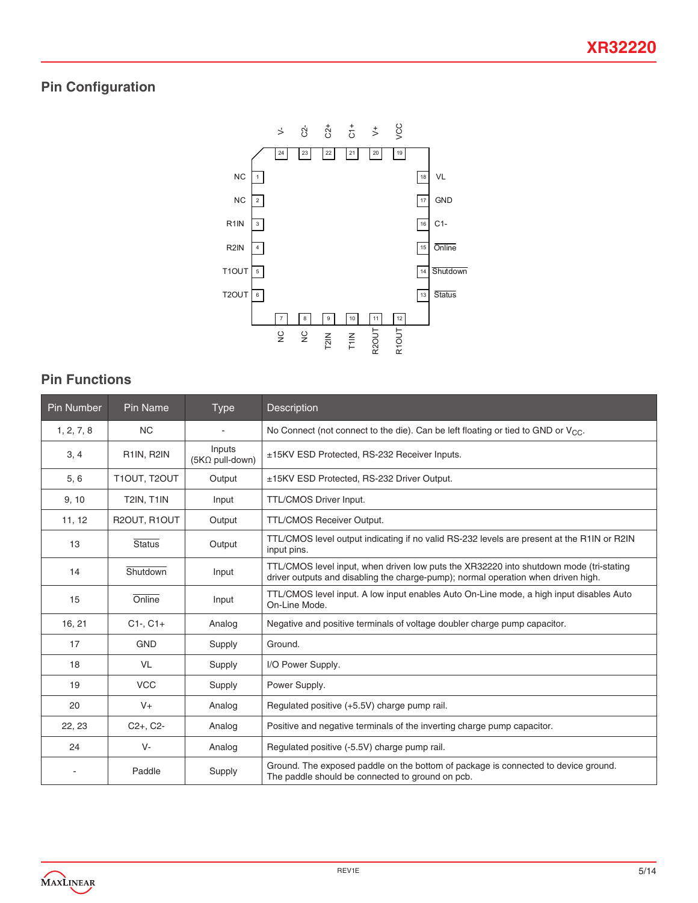## Pin Configuration

## Pin Functions

| Pin Number | Pin Name | Type | Description |
|---|---|---|---|
| 1, 2, 7, 8 | NC | - | No Connect (not connect to the die). Can be left floating or tied to GND or $V_{CC}$. |
| 3, 4 | R1IN, R2IN | Inputs (5KΩ pull-down) | ±15KV ESD Protected, RS-232 Receiver Inputs. |
| 5, 6 | T1OUT, T2OUT | Output | ±15KV ESD Protected, RS-232 Driver Output. |
| 9, 10 | T2IN, T1IN | Input | TTL/CMOS Driver Input. |
| 11, 12 | R2OUT, R1OUT | Output | TTL/CMOS Receiver Output. |
| 13 | $\overline{\text{Status}}$ | Output | TTL/CMOS level output indicating if no valid RS-232 levels are present at the R1IN or R2IN input pins. |
| 14 | $\overline{\text{Shutdown}}$ | Input | TTL/CMOS level input, when driven low puts the XR32220 into shutdown mode (tri-stating driver outputs and disabling the charge-pump); normal operation when driven high. |
| 15 | $\overline{\text{Online}}$ | Input | TTL/CMOS level input. A low input enables Auto On-Line mode, a high input disables Auto On-Line Mode. |
| 16, 21 | C1-, C1+ | Analog | Negative and positive terminals of voltage doubler charge pump capacitor. |
| 17 | GND | Supply | Ground. |
| 18 | VL | Supply | I/O Power Supply. |
| 19 | VCC | Supply | Power Supply. |
| 20 | V+ | Analog | Regulated positive (+5.5V) charge pump rail. |
| 22, 23 | C2+, C2- | Analog | Positive and negative terminals of the inverting charge pump capacitor. |
| 24 | V- | Analog | Regulated positive (-5.5V) charge pump rail. |
| - | Paddle | Supply | Ground. The exposed paddle on the bottom of package is connected to device ground. The paddle should be connected to ground on pcb. |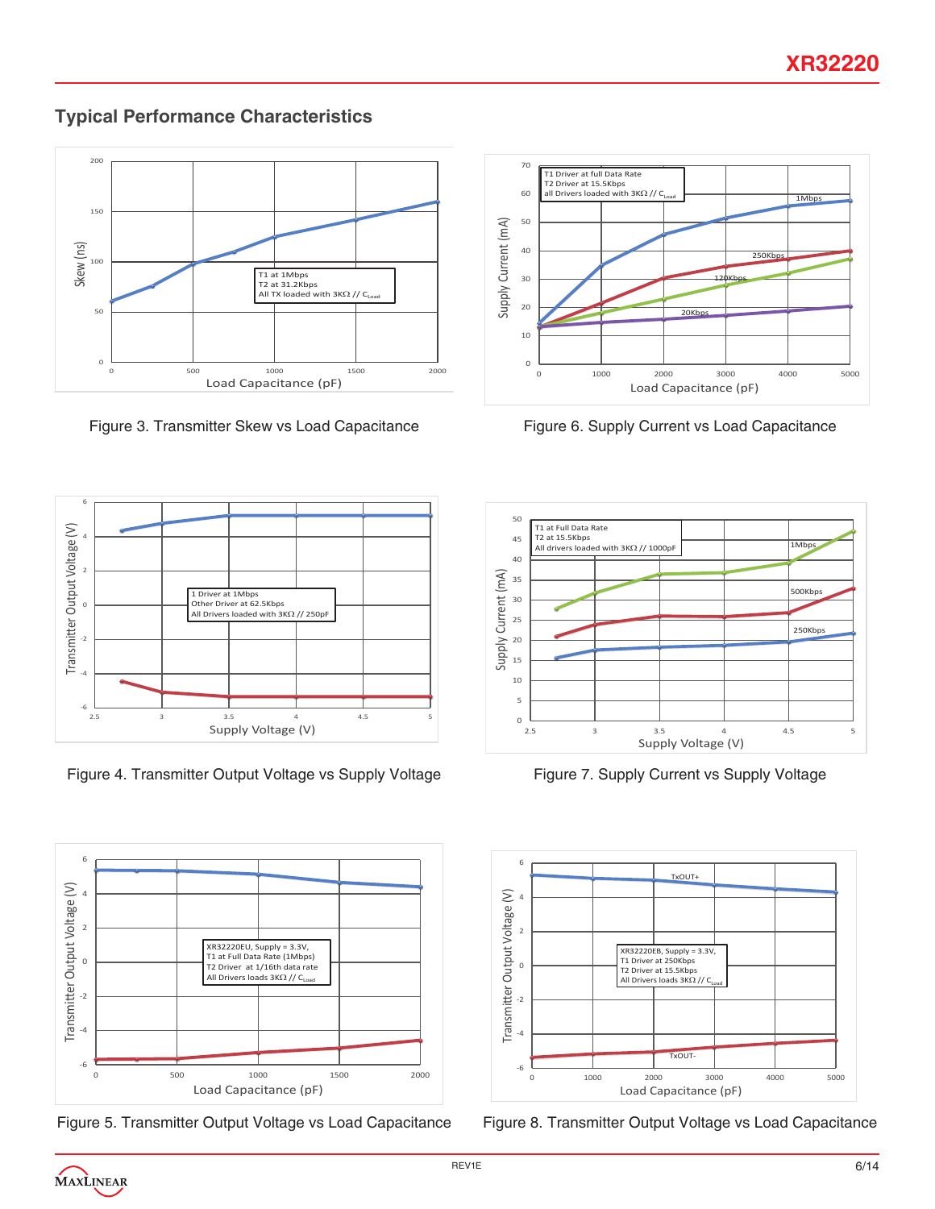## Typical Performance Characteristics

Figure 3. Transmitter Skew vs Load Capacitance

Figure 6. Supply Current vs Load Capacitance

Figure 4. Transmitter Output Voltage vs Supply Voltage

Figure 7. Supply Current vs Supply Voltage

Figure 5. Transmitter Output Voltage vs Load Capacitance

Figure 8. Transmitter Output Voltage vs Load Capacitance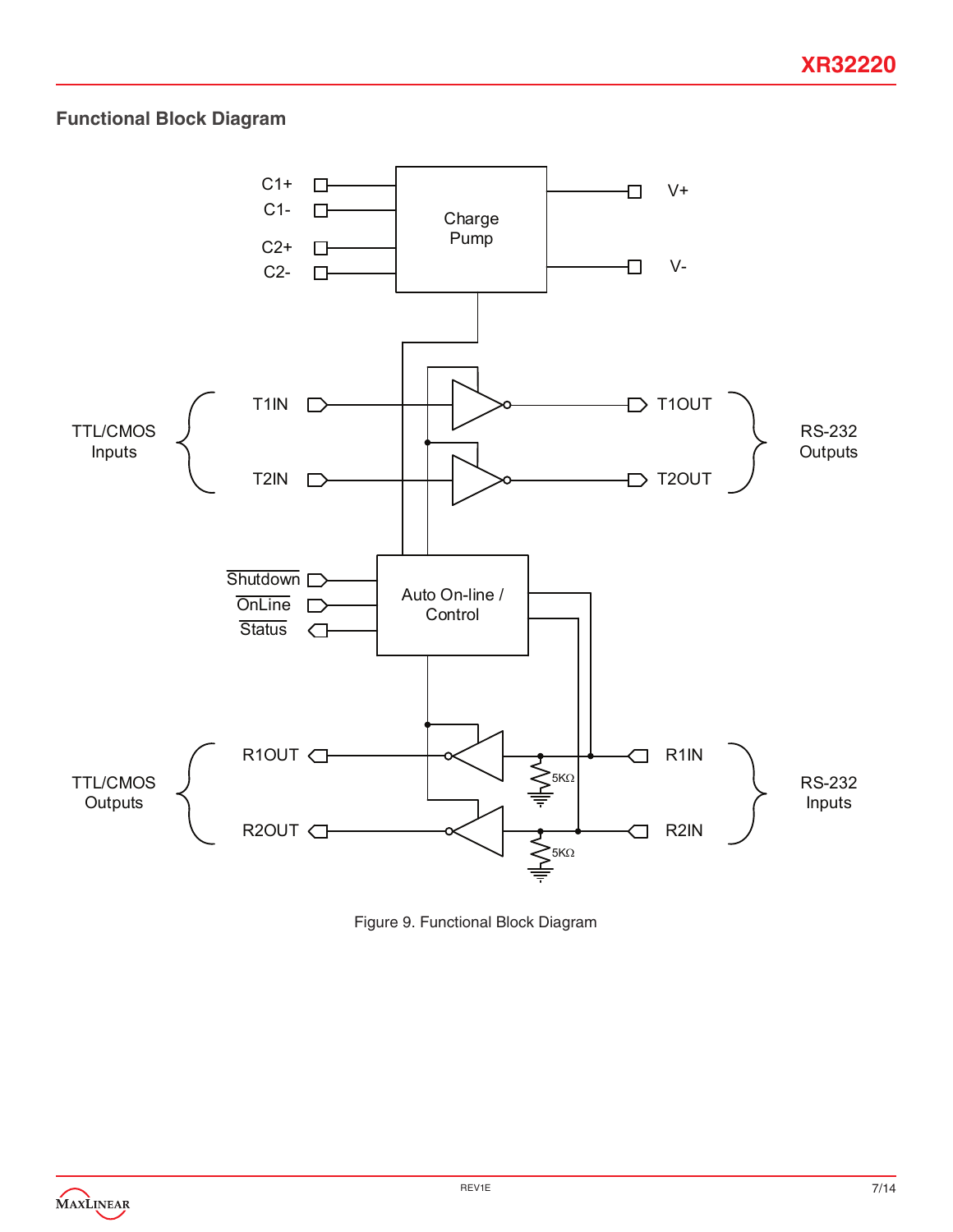## Functional Block Diagram

Figure 9. Functional Block Diagram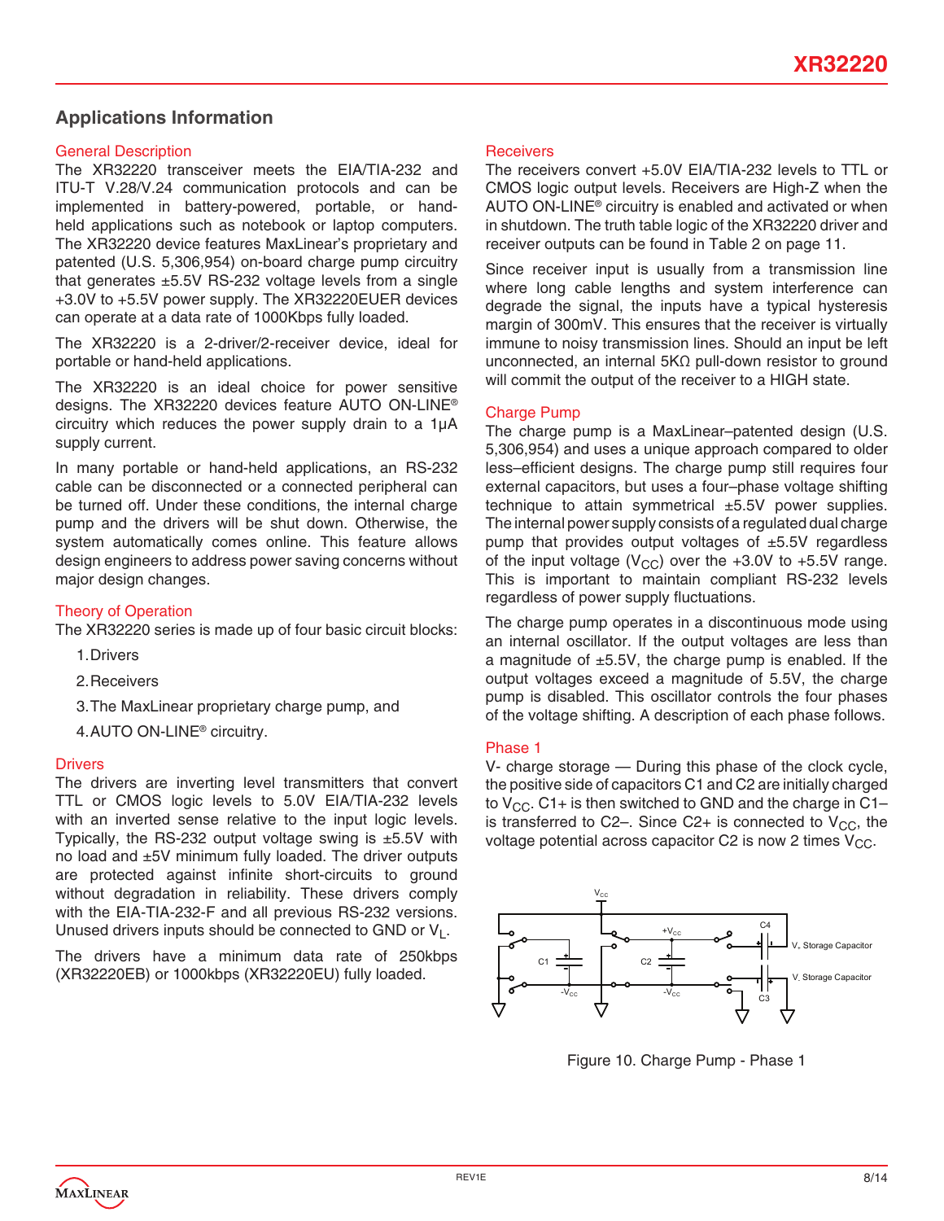## Applications Information

### General Description

The XR32220 transceiver meets the EIA/TIA-232 and ITU-T V.28/V.24 communication protocols and can be implemented in battery-powered, portable, or hand-held applications such as notebook or laptop computers. The XR32220 device features MaxLinear's proprietary and patented (U.S. 5,306,954) on-board charge pump circuitry that generates ±5.5V RS-232 voltage levels from a single +3.0V to +5.5V power supply. The XR32220EUER devices can operate at a data rate of 1000Kbps fully loaded.

The XR32220 is a 2-driver/2-receiver device, ideal for portable or hand-held applications.

The XR32220 is an ideal choice for power sensitive designs. The XR32220 devices feature AUTO ON-LINE® circuitry which reduces the power supply drain to a 1µA supply current.

In many portable or hand-held applications, an RS-232 cable can be disconnected or a connected peripheral can be turned off. Under these conditions, the internal charge pump and the drivers will be shut down. Otherwise, the system automatically comes online. This feature allows design engineers to address power saving concerns without major design changes.

### Theory of Operation

The XR32220 series is made up of four basic circuit blocks:

1. Drivers
2. Receivers
3. The MaxLinear proprietary charge pump, and
4. AUTO ON-LINE® circuitry.

### Drivers

The drivers are inverting level transmitters that convert TTL or CMOS logic levels to 5.0V EIA/TIA-232 levels with an inverted sense relative to the input logic levels. Typically, the RS-232 output voltage swing is ±5.5V with no load and ±5V minimum fully loaded. The driver outputs are protected against infinite short-circuits to ground without degradation in reliability. These drivers comply with the EIA-TIA-232-F and all previous RS-232 versions. Unused drivers inputs should be connected to GND or $V_L$.

The drivers have a minimum data rate of 250kbps (XR32220EB) or 1000kbps (XR32220EU) fully loaded.

### Receivers

The receivers convert +5.0V EIA/TIA-232 levels to TTL or CMOS logic output levels. Receivers are High-Z when the AUTO ON-LINE® circuitry is enabled and activated or when in shutdown. The truth table logic of the XR32220 driver and receiver outputs can be found in Table 2 on page 11.

Since receiver input is usually from a transmission line where long cable lengths and system interference can degrade the signal, the inputs have a typical hysteresis margin of 300mV. This ensures that the receiver is virtually immune to noisy transmission lines. Should an input be left unconnected, an internal 5KΩ pull-down resistor to ground will commit the output of the receiver to a HIGH state.

### Charge Pump

The charge pump is a MaxLinear–patented design (U.S. 5,306,954) and uses a unique approach compared to older less–efficient designs. The charge pump still requires four external capacitors, but uses a four–phase voltage shifting technique to attain symmetrical ±5.5V power supplies. The internal power supply consists of a regulated dual charge pump that provides output voltages of ±5.5V regardless of the input voltage ($V_{CC}$) over the +3.0V to +5.5V range. This is important to maintain compliant RS-232 levels regardless of power supply fluctuations.

The charge pump operates in a discontinuous mode using an internal oscillator. If the output voltages are less than a magnitude of ±5.5V, the charge pump is enabled. If the output voltages exceed a magnitude of 5.5V, the charge pump is disabled. This oscillator controls the four phases of the voltage shifting. A description of each phase follows.

### Phase 1

V- charge storage — During this phase of the clock cycle, the positive side of capacitors C1 and C2 are initially charged to $V_{CC}$. C1+ is then switched to GND and the charge in C1– is transferred to C2–. Since C2+ is connected to $V_{CC}$, the voltage potential across capacitor C2 is now 2 times $V_{CC}$.

Figure 10. Charge Pump - Phase 1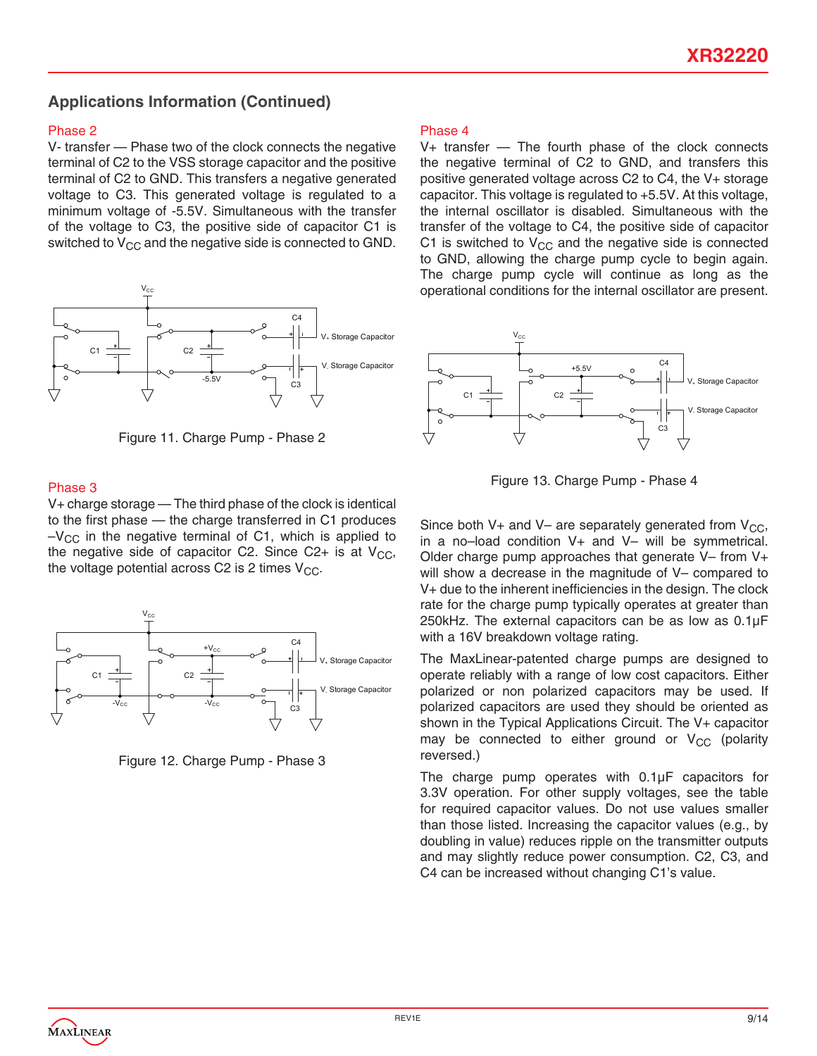## Applications Information (Continued)

### Phase 2

V- transfer — Phase two of the clock connects the negative terminal of C2 to the VSS storage capacitor and the positive terminal of C2 to GND. This transfers a negative generated voltage to C3. This generated voltage is regulated to a minimum voltage of -5.5V. Simultaneous with the transfer of the voltage to C3, the positive side of capacitor C1 is switched to $V_{CC}$ and the negative side is connected to GND.

Figure 11. Charge Pump - Phase 2

### Phase 3

V+ charge storage — The third phase of the clock is identical to the first phase — the charge transferred in C1 produces $-V_{CC}$ in the negative terminal of C1, which is applied to the negative side of capacitor C2. Since C2+ is at $V_{CC}$, the voltage potential across C2 is 2 times $V_{CC}$.

Figure 12. Charge Pump - Phase 3

### Phase 4

V+ transfer — The fourth phase of the clock connects the negative terminal of C2 to GND, and transfers this positive generated voltage across C2 to C4, the V+ storage capacitor. This voltage is regulated to +5.5V. At this voltage, the internal oscillator is disabled. Simultaneous with the transfer of the voltage to C4, the positive side of capacitor C1 is switched to $V_{CC}$ and the negative side is connected to GND, allowing the charge pump cycle to begin again. The charge pump cycle will continue as long as the operational conditions for the internal oscillator are present.

Figure 13. Charge Pump - Phase 4

Since both V+ and V– are separately generated from $V_{CC}$, in a no–load condition V+ and V– will be symmetrical. Older charge pump approaches that generate V– from V+ will show a decrease in the magnitude of V– compared to V+ due to the inherent inefficiencies in the design. The clock rate for the charge pump typically operates at greater than 250kHz. The external capacitors can be as low as 0.1µF with a 16V breakdown voltage rating.

The MaxLinear-patented charge pumps are designed to operate reliably with a range of low cost capacitors. Either polarized or non polarized capacitors may be used. If polarized capacitors are used they should be oriented as shown in the Typical Applications Circuit. The V+ capacitor may be connected to either ground or $V_{CC}$ (polarity reversed.)

The charge pump operates with 0.1µF capacitors for 3.3V operation. For other supply voltages, see the table for required capacitor values. Do not use values smaller than those listed. Increasing the capacitor values (e.g., by doubling in value) reduces ripple on the transmitter outputs and may slightly reduce power consumption. C2, C3, and C4 can be increased without changing C1's value.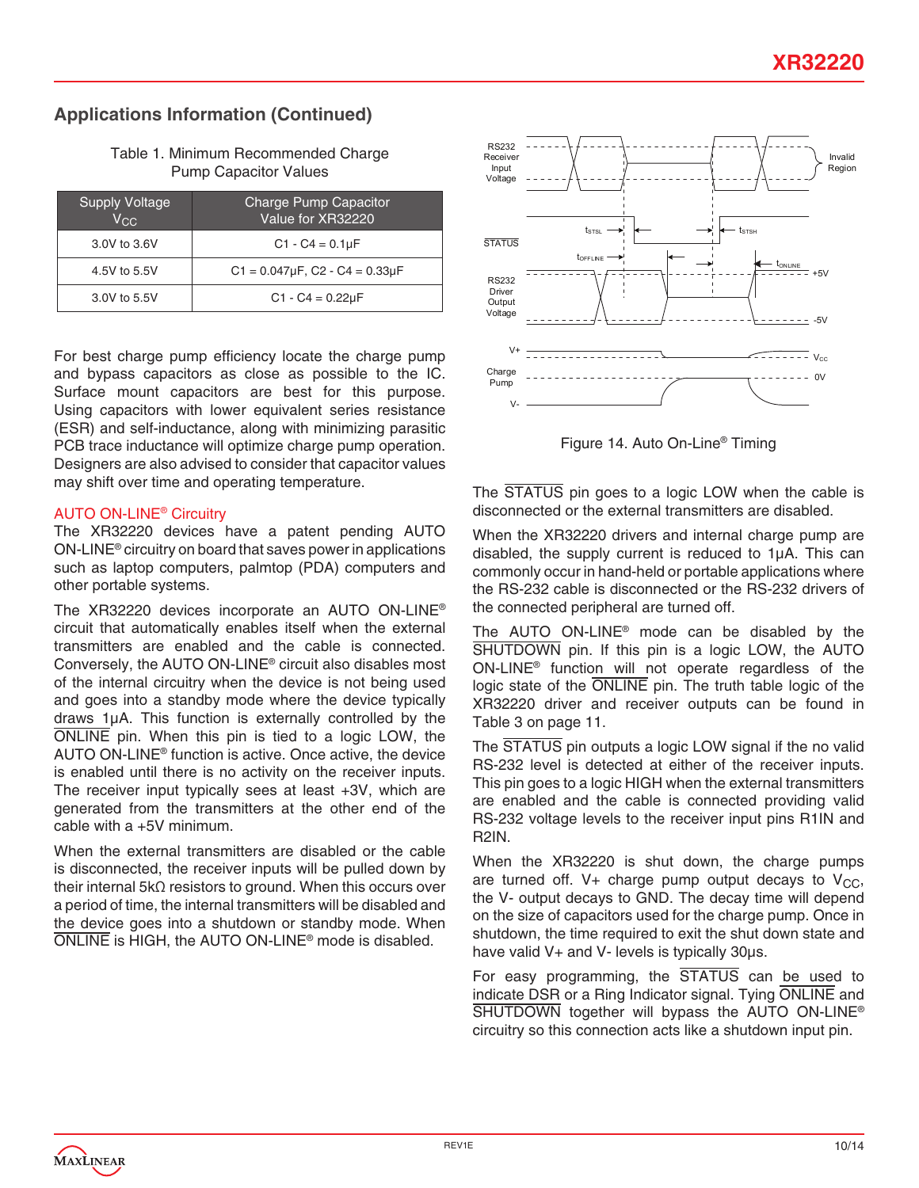## Applications Information (Continued)

Table 1. Minimum Recommended Charge Pump Capacitor Values

| Supply Voltage $V_{CC}$ | Charge Pump Capacitor Value for XR32220 |
|---|---|
| 3.0V to 3.6V | C1 - C4 = 0.1µF |
| 4.5V to 5.5V | C1 = 0.047µF, C2 - C4 = 0.33µF |
| 3.0V to 5.5V | C1 - C4 = 0.22µF |

For best charge pump efficiency locate the charge pump and bypass capacitors as close as possible to the IC. Surface mount capacitors are best for this purpose. Using capacitors with lower equivalent series resistance (ESR) and self-inductance, along with minimizing parasitic PCB trace inductance will optimize charge pump operation. Designers are also advised to consider that capacitor values may shift over time and operating temperature.

### AUTO ON-LINE® Circuitry

The XR32220 devices have a patent pending AUTO ON-LINE® circuitry on board that saves power in applications such as laptop computers, palmtop (PDA) computers and other portable systems.

The XR32220 devices incorporate an AUTO ON-LINE® circuit that automatically enables itself when the external transmitters are enabled and the cable is connected. Conversely, the AUTO ON-LINE® circuit also disables most of the internal circuitry when the device is not being used and goes into a standby mode where the device typically draws 1µA. This function is externally controlled by the $\overline{\text{ONLINE}}$ pin. When this pin is tied to a logic LOW, the AUTO ON-LINE® function is active. Once active, the device is enabled until there is no activity on the receiver inputs. The receiver input typically sees at least +3V, which are generated from the transmitters at the other end of the cable with a +5V minimum.

When the external transmitters are disabled or the cable is disconnected, the receiver inputs will be pulled down by their internal 5kΩ resistors to ground. When this occurs over a period of time, the internal transmitters will be disabled and the device goes into a shutdown or standby mode. When $\overline{\text{ONLINE}}$ is HIGH, the AUTO ON-LINE® mode is disabled.

Figure 14. Auto On-Line® Timing

The $\overline{\text{STATUS}}$ pin goes to a logic LOW when the cable is disconnected or the external transmitters are disabled.

When the XR32220 drivers and internal charge pump are disabled, the supply current is reduced to 1µA. This can commonly occur in hand-held or portable applications where the RS-232 cable is disconnected or the RS-232 drivers of the connected peripheral are turned off.

The AUTO ON-LINE® mode can be disabled by the $\overline{\text{SHUTDOWN}}$ pin. If this pin is a logic LOW, the AUTO ON-LINE® function will not operate regardless of the logic state of the $\overline{\text{ONLINE}}$ pin. The truth table logic of the XR32220 driver and receiver outputs can be found in Table 3 on page 11.

The $\overline{\text{STATUS}}$ pin outputs a logic LOW signal if the no valid RS-232 level is detected at either of the receiver inputs. This pin goes to a logic HIGH when the external transmitters are enabled and the cable is connected providing valid RS-232 voltage levels to the receiver input pins R1IN and R2IN.

When the XR32220 is shut down, the charge pumps are turned off. V+ charge pump output decays to $V_{CC}$, the V- output decays to GND. The decay time will depend on the size of capacitors used for the charge pump. Once in shutdown, the time required to exit the shut down state and have valid V+ and V- levels is typically 30µs.

For easy programming, the $\overline{\text{STATUS}}$ can be used to indicate DSR or a Ring Indicator signal. Tying $\overline{\text{ONLINE}}$ and $\overline{\text{SHUTDOWN}}$ together will bypass the AUTO ON-LINE® circuitry so this connection acts like a shutdown input pin.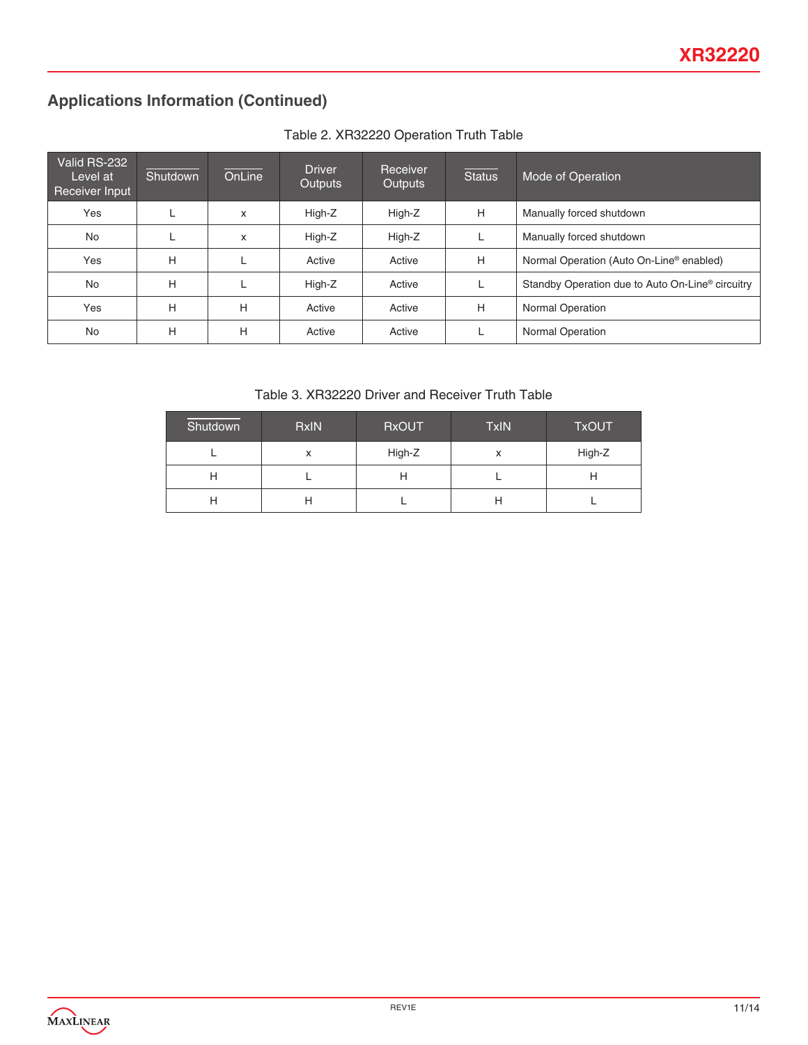## Applications Information (Continued)

Table 2. XR32220 Operation Truth Table

| Valid RS-232 Level at Receiver Input | $\overline{\text{Shutdown}}$ | $\overline{\text{OnLine}}$ | Driver Outputs | Receiver Outputs | $\overline{\text{Status}}$ | Mode of Operation |
|---|---|---|---|---|---|---|
| Yes | L | x | High-Z | High-Z | H | Manually forced shutdown |
| No | L | x | High-Z | High-Z | L | Manually forced shutdown |
| Yes | H | L | Active | Active | H | Normal Operation (Auto On-Line® enabled) |
| No | H | L | High-Z | Active | L | Standby Operation due to Auto On-Line® circuitry |
| Yes | H | H | Active | Active | H | Normal Operation |
| No | H | H | Active | Active | L | Normal Operation |

Table 3. XR32220 Driver and Receiver Truth Table

| $\overline{\text{Shutdown}}$ | RxIN | RxOUT | TxIN | TxOUT |
|---|---|---|---|---|
| L | x | High-Z | x | High-Z |
| H | L | H | L | H |
| H | H | L | H | L |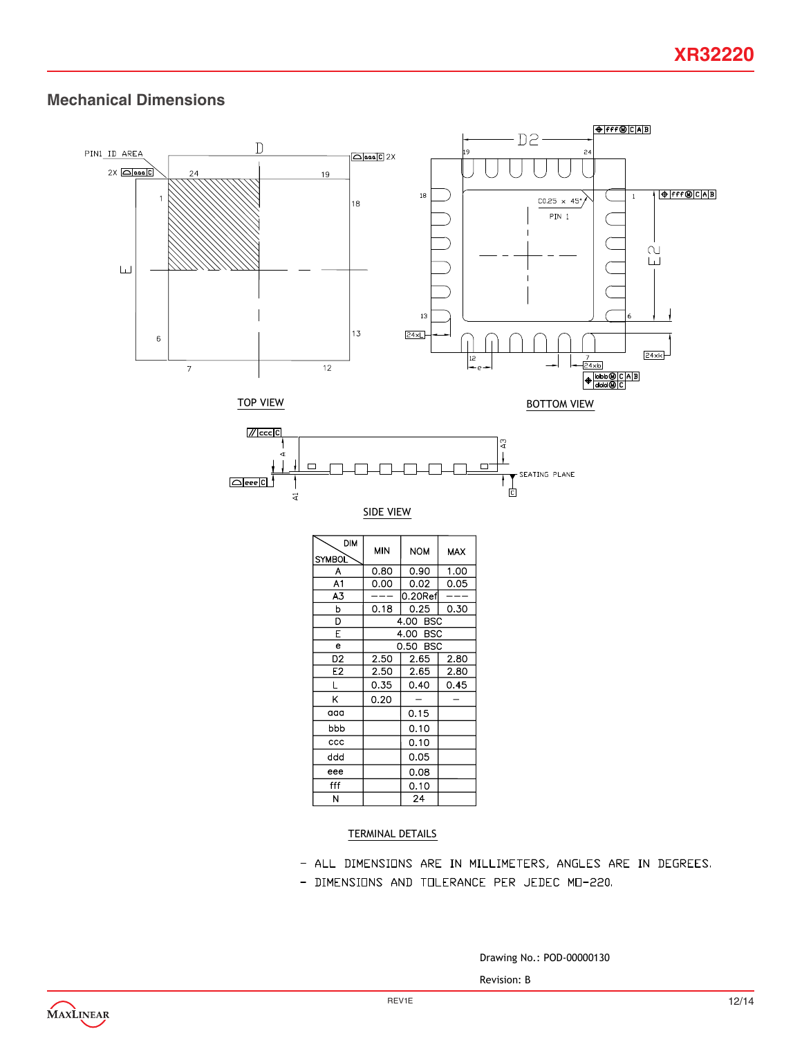## Mechanical Dimensions

TOP VIEW

BOTTOM VIEW

SIDE VIEW

| DIM / SYMBOL | MIN | NOM | MAX |
|---|---|---|---|
| A | 0.80 | 0.90 | 1.00 |
| A1 | 0.00 | 0.02 | 0.05 |
| A3 | --- | 0.20Ref | --- |
| b | 0.18 | 0.25 | 0.30 |
| D | 4.00 BSC | | |
| E | 4.00 BSC | | |
| e | 0.50 BSC | | |
| D2 | 2.50 | 2.65 | 2.80 |
| E2 | 2.50 | 2.65 | 2.80 |
| L | 0.35 | 0.40 | 0.45 |
| K | 0.20 | – | – |
| aaa | | 0.15 | |
| bbb | | 0.10 | |
| ccc | | 0.10 | |
| ddd | | 0.05 | |
| eee | | 0.08 | |
| fff | | 0.10 | |
| N | | 24 | |

TERMINAL DETAILS

- ALL DIMENSIONS ARE IN MILLIMETERS, ANGLES ARE IN DEGREES.
- DIMENSIONS AND TOLERANCE PER JEDEC MO-220.

Drawing No.: POD-00000130

Revision: B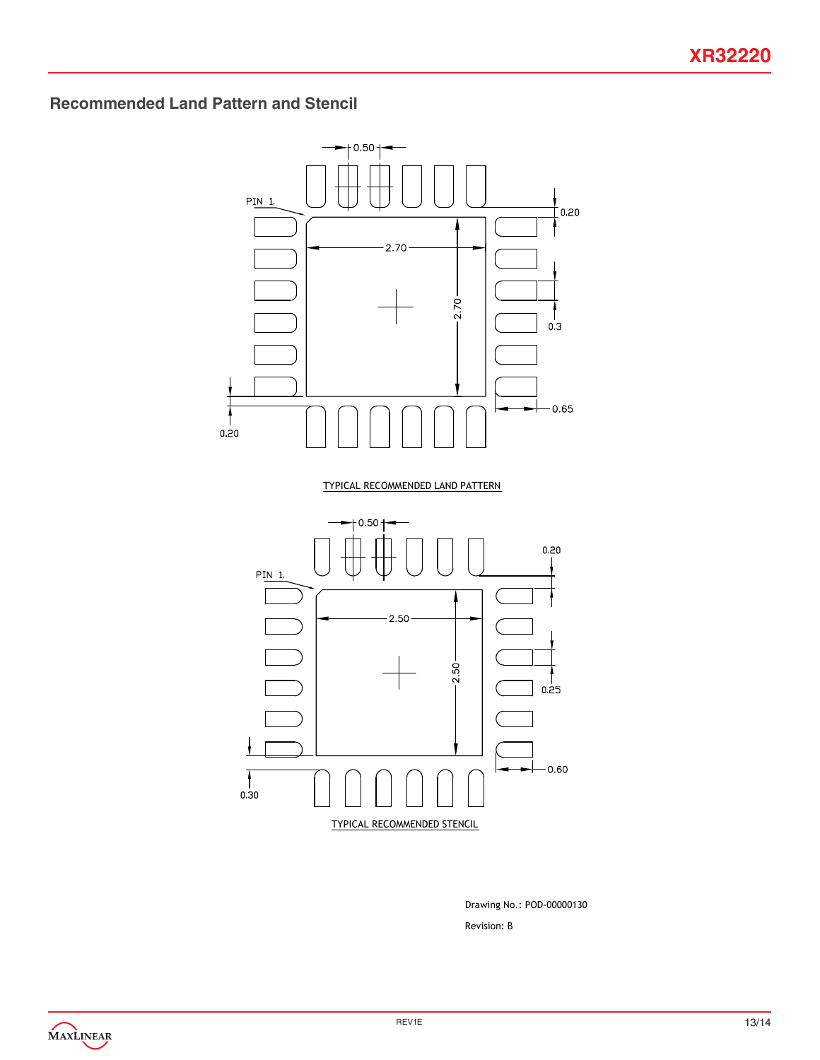## Recommended Land Pattern and Stencil

0.50

PIN 1

0.20

2.70

2.70

0.3

0.20

0.65

TYPICAL RECOMMENDED LAND PATTERN

0.50

PIN 1

0.20

2.50

2.50

0.25

0.30

0.60

TYPICAL RECOMMENDED STENCIL

Drawing No.: POD-00000130

Revision: B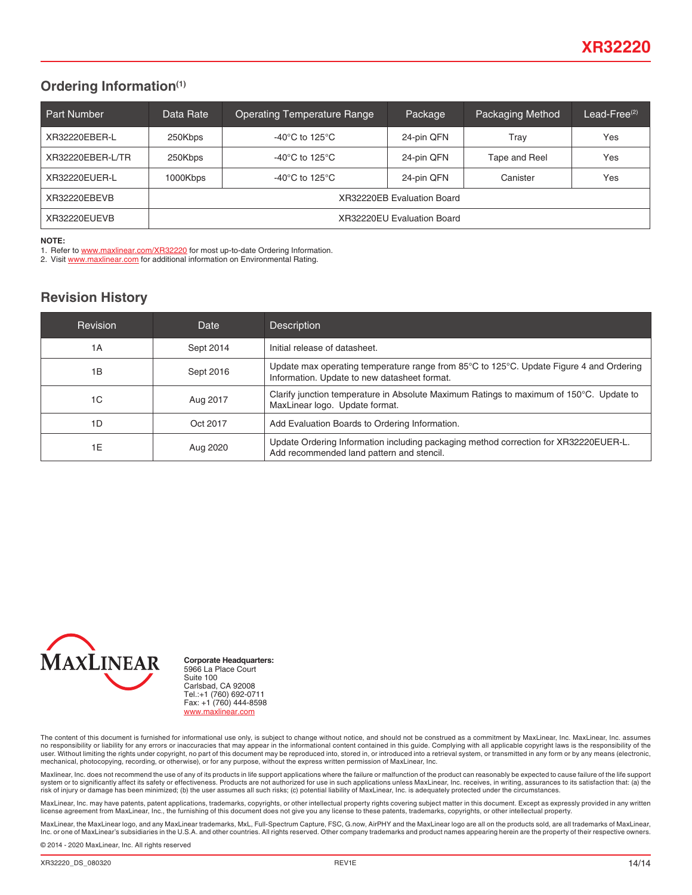## Ordering Information[1]

| Part Number | Data Rate | Operating Temperature Range | Package | Packaging Method | Lead-Free[2] |
|---|---|---|---|---|---|
| XR32220EBER-L | 250Kbps | -40°C to 125°C | 24-pin QFN | Tray | Yes |
| XR32220EBER-L/TR | 250Kbps | -40°C to 125°C | 24-pin QFN | Tape and Reel | Yes |
| XR32220EUER-L | 1000Kbps | -40°C to 125°C | 24-pin QFN | Canister | Yes |
| XR32220EBEVB | XR32220EB Evaluation Board | | | | |
| XR32220EUEVB | XR32220EU Evaluation Board | | | | |

**NOTE:**

1. Refer to www.maxlinear.com/XR32220 for most up-to-date Ordering Information.
2. Visit www.maxlinear.com for additional information on Environmental Rating.

## Revision History

| Revision | Date | Description |
|---|---|---|
| 1A | Sept 2014 | Initial release of datasheet. |
| 1B | Sept 2016 | Update max operating temperature range from 85°C to 125°C. Update Figure 4 and Ordering Information. Update to new datasheet format. |
| 1C | Aug 2017 | Clarify junction temperature in Absolute Maximum Ratings to maximum of 150°C. Update to MaxLinear logo. Update format. |
| 1D | Oct 2017 | Add Evaluation Boards to Ordering Information. |
| 1E | Aug 2020 | Update Ordering Information including packaging method correction for XR32220EUER-L. Add recommended land pattern and stencil. |

MAXLINEAR

**Corporate Headquarters:**
5966 La Place Court
Suite 100
Carlsbad, CA 92008
Tel.:+1 (760) 692-0711
Fax: +1 (760) 444-8598
www.maxlinear.com

The content of this document is furnished for informational use only, is subject to change without notice, and should not be construed as a commitment by MaxLinear, Inc. MaxLinear, Inc. assumes no responsibility or liability for any errors or inaccuracies that may appear in the informational content contained in this guide. Complying with all applicable copyright laws is the responsibility of the user. Without limiting the rights under copyright, no part of this document may be reproduced into, stored in, or introduced into a retrieval system, or transmitted in any form or by any means (electronic, mechanical, photocopying, recording, or otherwise), or for any purpose, without the express written permission of MaxLinear, Inc.

Maxlinear, Inc. does not recommend the use of any of its products in life support applications where the failure or malfunction of the product can reasonably be expected to cause failure of the life support system or to significantly affect its safety or effectiveness. Products are not authorized for use in such applications unless MaxLinear, Inc. receives, in writing, assurances to its satisfaction that: (a) the risk of injury or damage has been minimized; (b) the user assumes all such risks; (c) potential liability of MaxLinear, Inc. is adequately protected under the circumstances.

MaxLinear, Inc. may have patents, patent applications, trademarks, copyrights, or other intellectual property rights covering subject matter in this document. Except as expressly provided in any written license agreement from MaxLinear, Inc., the furnishing of this document does not give you any license to these patents, trademarks, copyrights, or other intellectual property.

MaxLinear, the MaxLinear logo, and any MaxLinear trademarks, MxL, Full-Spectrum Capture, FSC, G.now, AirPHY and the MaxLinear logo are all on the products sold, are all trademarks of MaxLinear, Inc. or one of MaxLinear's subsidiaries in the U.S.A. and other countries. All rights reserved. Other company trademarks and product names appearing herein are the property of their respective owners.

© 2014 - 2020 MaxLinear, Inc. All rights reserved